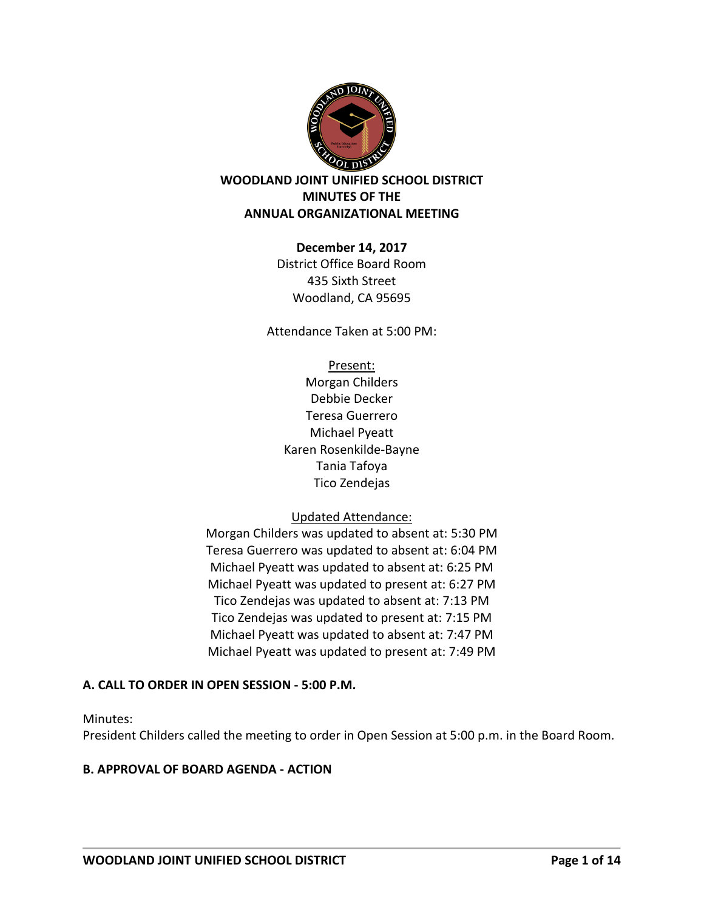# WOODLAND JOINT UNIFIED SCHOOL DISTRICT
# MINUTES OF THE
# ANNUAL ORGANIZATIONAL MEETING

**December 14, 2017**
District Office Board Room
435 Sixth Street
Woodland, CA 95695

Attendance Taken at 5:00 PM:

Present:
Morgan Childers
Debbie Decker
Teresa Guerrero
Michael Pyeatt
Karen Rosenkilde-Bayne
Tania Tafoya
Tico Zendejas

Updated Attendance:
Morgan Childers was updated to absent at: 5:30 PM
Teresa Guerrero was updated to absent at: 6:04 PM
Michael Pyeatt was updated to absent at: 6:25 PM
Michael Pyeatt was updated to present at: 6:27 PM
Tico Zendejas was updated to absent at: 7:13 PM
Tico Zendejas was updated to present at: 7:15 PM
Michael Pyeatt was updated to absent at: 7:47 PM
Michael Pyeatt was updated to present at: 7:49 PM

### A. CALL TO ORDER IN OPEN SESSION - 5:00 P.M.

Minutes:
President Childers called the meeting to order in Open Session at 5:00 p.m. in the Board Room.

### B. APPROVAL OF BOARD AGENDA - ACTION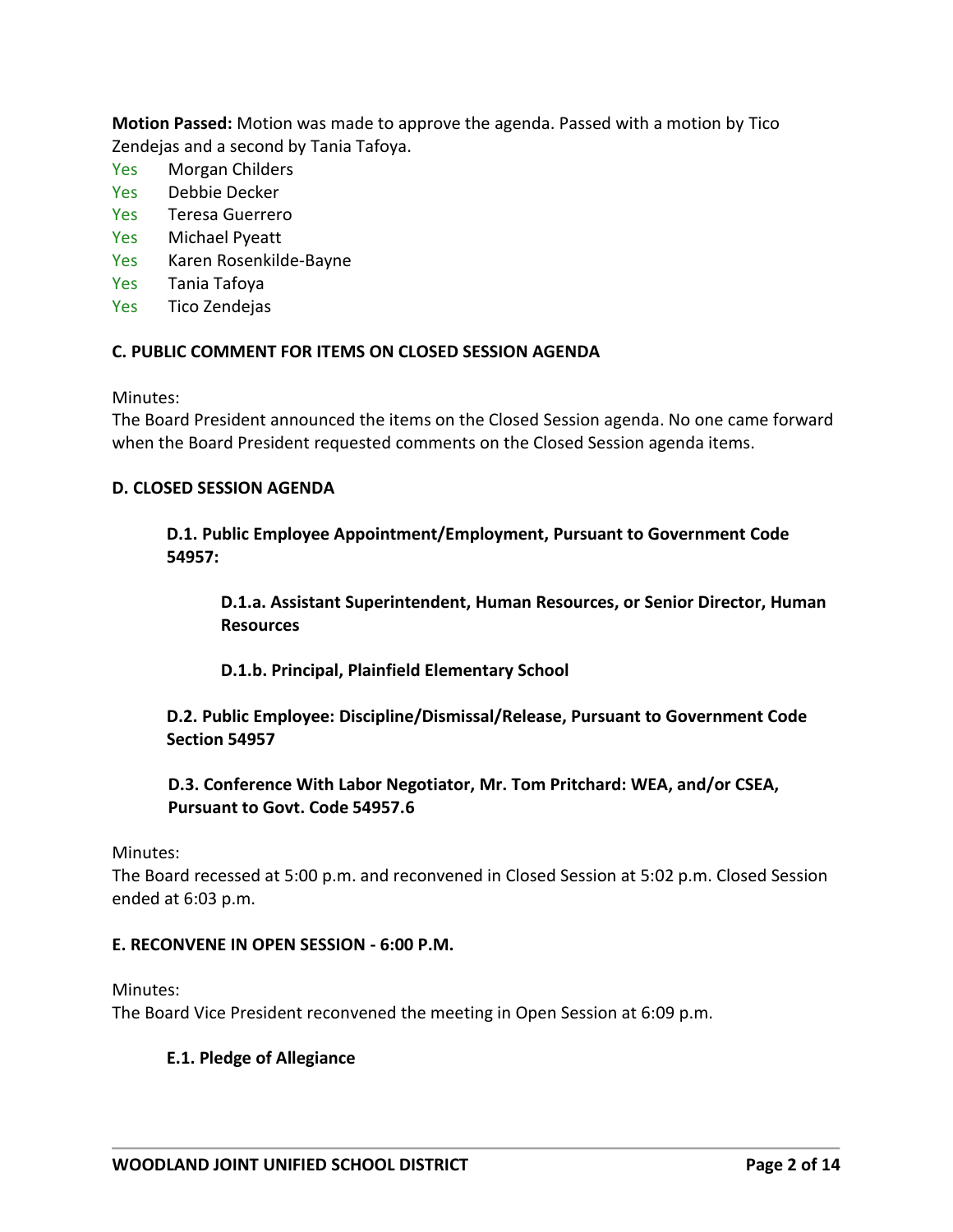**Motion Passed:** Motion was made to approve the agenda. Passed with a motion by Tico Zendejas and a second by Tania Tafoya.

- Yes Morgan Childers
- Yes Debbie Decker
- Yes Teresa Guerrero
- Yes Michael Pyeatt
- Yes Karen Rosenkilde-Bayne
- Yes Tania Tafoya
- Yes Tico Zendejas

### C. PUBLIC COMMENT FOR ITEMS ON CLOSED SESSION AGENDA

Minutes:
The Board President announced the items on the Closed Session agenda. No one came forward when the Board President requested comments on the Closed Session agenda items.

### D. CLOSED SESSION AGENDA

#### D.1. Public Employee Appointment/Employment, Pursuant to Government Code 54957:

##### D.1.a. Assistant Superintendent, Human Resources, or Senior Director, Human Resources

##### D.1.b. Principal, Plainfield Elementary School

#### D.2. Public Employee: Discipline/Dismissal/Release, Pursuant to Government Code Section 54957

#### D.3. Conference With Labor Negotiator, Mr. Tom Pritchard: WEA, and/or CSEA, Pursuant to Govt. Code 54957.6

Minutes:
The Board recessed at 5:00 p.m. and reconvened in Closed Session at 5:02 p.m. Closed Session ended at 6:03 p.m.

### E. RECONVENE IN OPEN SESSION - 6:00 P.M.

Minutes:
The Board Vice President reconvened the meeting in Open Session at 6:09 p.m.

#### E.1. Pledge of Allegiance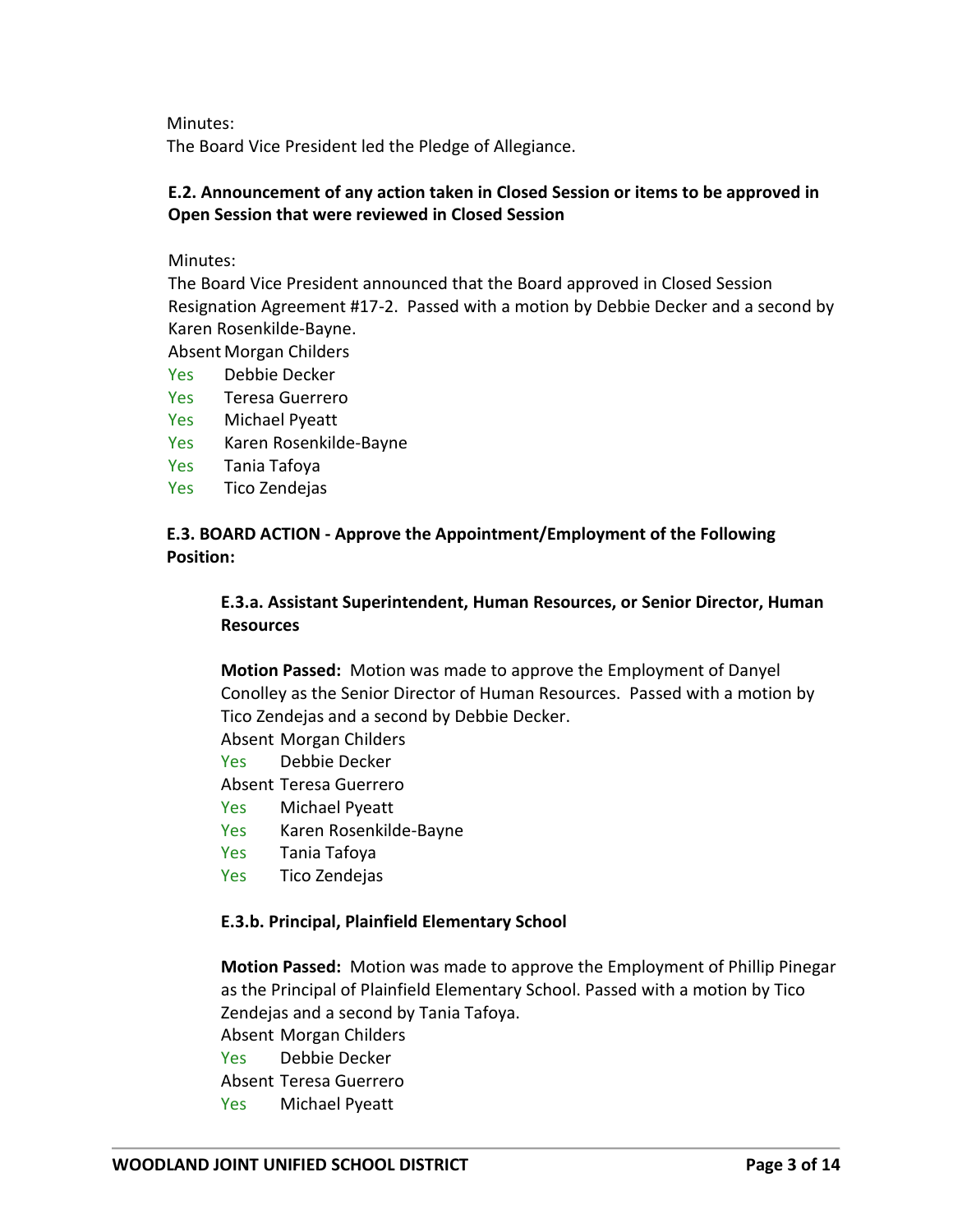Minutes:
The Board Vice President led the Pledge of Allegiance.

**E.2. Announcement of any action taken in Closed Session or items to be approved in Open Session that were reviewed in Closed Session**

Minutes:
The Board Vice President announced that the Board approved in Closed Session Resignation Agreement #17-2. Passed with a motion by Debbie Decker and a second by Karen Rosenkilde-Bayne.

Absent Morgan Childers
Yes Debbie Decker
Yes Teresa Guerrero
Yes Michael Pyeatt
Yes Karen Rosenkilde-Bayne
Yes Tania Tafoya
Yes Tico Zendejas

**E.3. BOARD ACTION - Approve the Appointment/Employment of the Following Position:**

**E.3.a. Assistant Superintendent, Human Resources, or Senior Director, Human Resources**

**Motion Passed:** Motion was made to approve the Employment of Danyel Conolley as the Senior Director of Human Resources. Passed with a motion by Tico Zendejas and a second by Debbie Decker.

Absent Morgan Childers
Yes Debbie Decker
Absent Teresa Guerrero
Yes Michael Pyeatt
Yes Karen Rosenkilde-Bayne
Yes Tania Tafoya
Yes Tico Zendejas

**E.3.b. Principal, Plainfield Elementary School**

**Motion Passed:** Motion was made to approve the Employment of Phillip Pinegar as the Principal of Plainfield Elementary School. Passed with a motion by Tico Zendejas and a second by Tania Tafoya.

Absent Morgan Childers
Yes Debbie Decker
Absent Teresa Guerrero
Yes Michael Pyeatt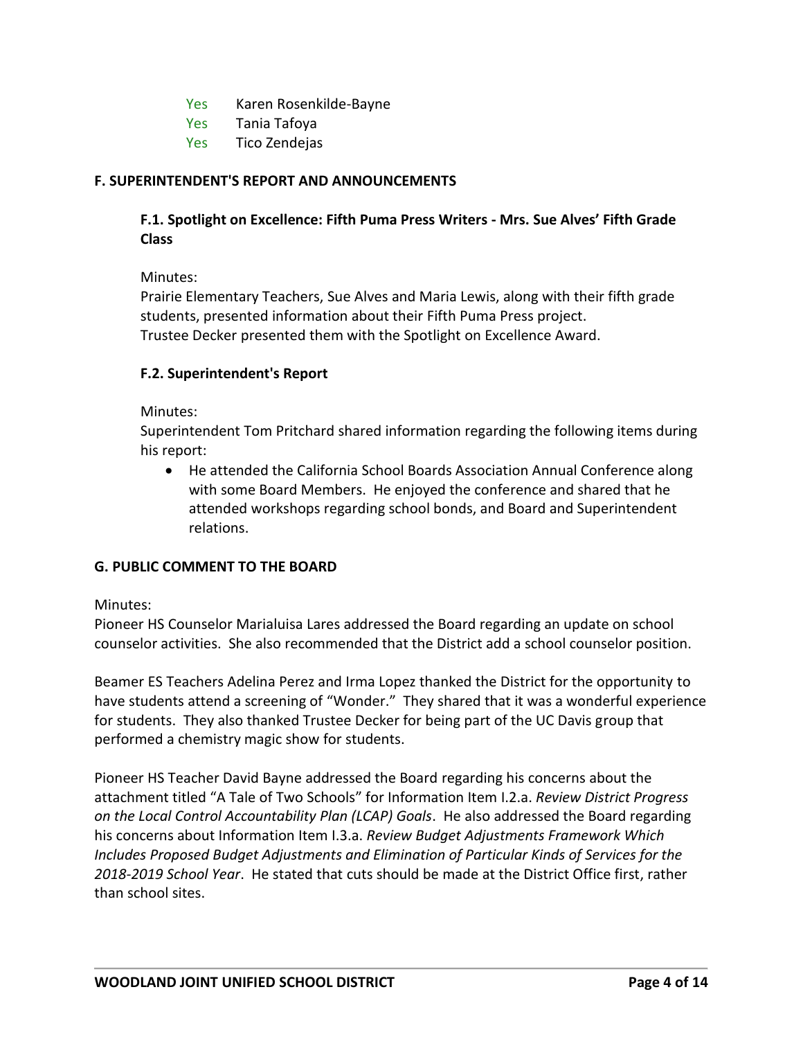Yes Karen Rosenkilde-Bayne
Yes Tania Tafoya
Yes Tico Zendejas

## F. SUPERINTENDENT'S REPORT AND ANNOUNCEMENTS

### F.1. Spotlight on Excellence: Fifth Puma Press Writers - Mrs. Sue Alves' Fifth Grade Class

Minutes:
Prairie Elementary Teachers, Sue Alves and Maria Lewis, along with their fifth grade students, presented information about their Fifth Puma Press project.
Trustee Decker presented them with the Spotlight on Excellence Award.

### F.2. Superintendent's Report

Minutes:
Superintendent Tom Pritchard shared information regarding the following items during his report:

- He attended the California School Boards Association Annual Conference along with some Board Members. He enjoyed the conference and shared that he attended workshops regarding school bonds, and Board and Superintendent relations.

## G. PUBLIC COMMENT TO THE BOARD

Minutes:
Pioneer HS Counselor Marialuisa Lares addressed the Board regarding an update on school counselor activities. She also recommended that the District add a school counselor position.

Beamer ES Teachers Adelina Perez and Irma Lopez thanked the District for the opportunity to have students attend a screening of "Wonder." They shared that it was a wonderful experience for students. They also thanked Trustee Decker for being part of the UC Davis group that performed a chemistry magic show for students.

Pioneer HS Teacher David Bayne addressed the Board regarding his concerns about the attachment titled "A Tale of Two Schools" for Information Item I.2.a. *Review District Progress on the Local Control Accountability Plan (LCAP) Goals*. He also addressed the Board regarding his concerns about Information Item I.3.a. *Review Budget Adjustments Framework Which Includes Proposed Budget Adjustments and Elimination of Particular Kinds of Services for the 2018-2019 School Year*. He stated that cuts should be made at the District Office first, rather than school sites.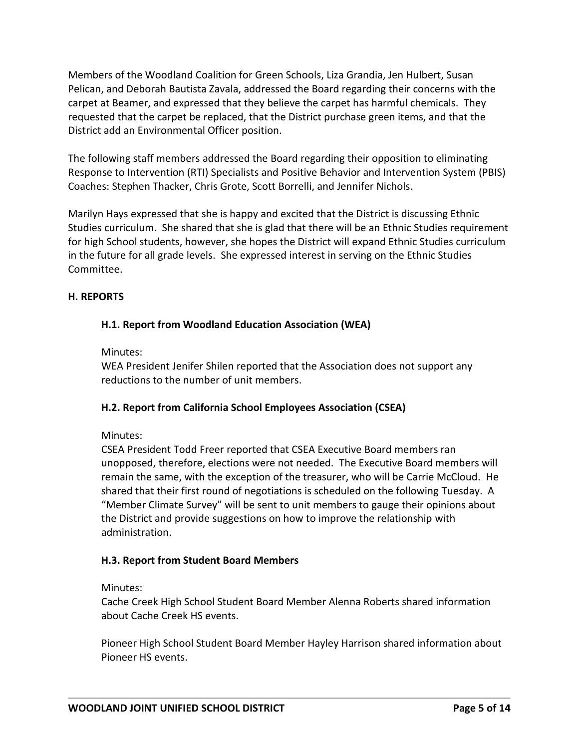Members of the Woodland Coalition for Green Schools, Liza Grandia, Jen Hulbert, Susan Pelican, and Deborah Bautista Zavala, addressed the Board regarding their concerns with the carpet at Beamer, and expressed that they believe the carpet has harmful chemicals. They requested that the carpet be replaced, that the District purchase green items, and that the District add an Environmental Officer position.

The following staff members addressed the Board regarding their opposition to eliminating Response to Intervention (RTI) Specialists and Positive Behavior and Intervention System (PBIS) Coaches: Stephen Thacker, Chris Grote, Scott Borrelli, and Jennifer Nichols.

Marilyn Hays expressed that she is happy and excited that the District is discussing Ethnic Studies curriculum. She shared that she is glad that there will be an Ethnic Studies requirement for high School students, however, she hopes the District will expand Ethnic Studies curriculum in the future for all grade levels. She expressed interest in serving on the Ethnic Studies Committee.

## H. REPORTS

### H.1. Report from Woodland Education Association (WEA)

Minutes:
WEA President Jenifer Shilen reported that the Association does not support any reductions to the number of unit members.

### H.2. Report from California School Employees Association (CSEA)

Minutes:
CSEA President Todd Freer reported that CSEA Executive Board members ran unopposed, therefore, elections were not needed. The Executive Board members will remain the same, with the exception of the treasurer, who will be Carrie McCloud. He shared that their first round of negotiations is scheduled on the following Tuesday. A "Member Climate Survey" will be sent to unit members to gauge their opinions about the District and provide suggestions on how to improve the relationship with administration.

### H.3. Report from Student Board Members

Minutes:
Cache Creek High School Student Board Member Alenna Roberts shared information about Cache Creek HS events.

Pioneer High School Student Board Member Hayley Harrison shared information about Pioneer HS events.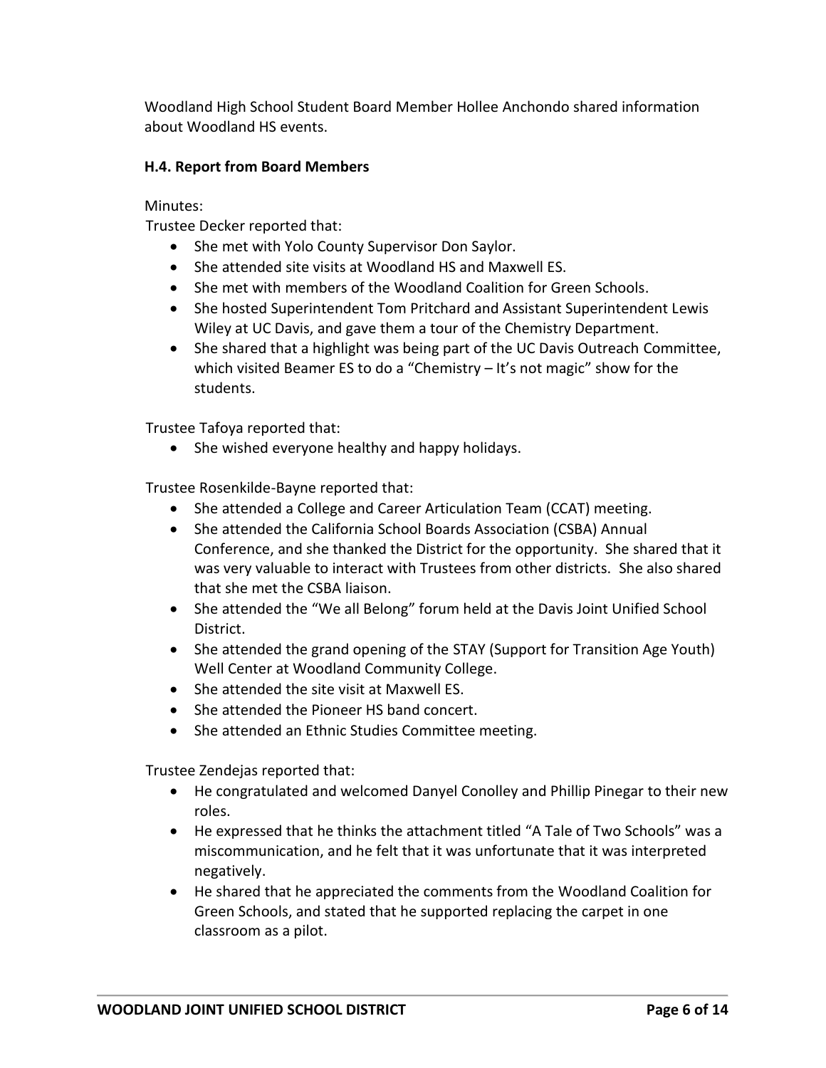Woodland High School Student Board Member Hollee Anchondo shared information about Woodland HS events.

### H.4. Report from Board Members

Minutes:

Trustee Decker reported that:

- She met with Yolo County Supervisor Don Saylor.
- She attended site visits at Woodland HS and Maxwell ES.
- She met with members of the Woodland Coalition for Green Schools.
- She hosted Superintendent Tom Pritchard and Assistant Superintendent Lewis Wiley at UC Davis, and gave them a tour of the Chemistry Department.
- She shared that a highlight was being part of the UC Davis Outreach Committee, which visited Beamer ES to do a "Chemistry – It's not magic" show for the students.

Trustee Tafoya reported that:

- She wished everyone healthy and happy holidays.

Trustee Rosenkilde-Bayne reported that:

- She attended a College and Career Articulation Team (CCAT) meeting.
- She attended the California School Boards Association (CSBA) Annual Conference, and she thanked the District for the opportunity. She shared that it was very valuable to interact with Trustees from other districts. She also shared that she met the CSBA liaison.
- She attended the "We all Belong" forum held at the Davis Joint Unified School District.
- She attended the grand opening of the STAY (Support for Transition Age Youth) Well Center at Woodland Community College.
- She attended the site visit at Maxwell ES.
- She attended the Pioneer HS band concert.
- She attended an Ethnic Studies Committee meeting.

Trustee Zendejas reported that:

- He congratulated and welcomed Danyel Conolley and Phillip Pinegar to their new roles.
- He expressed that he thinks the attachment titled "A Tale of Two Schools" was a miscommunication, and he felt that it was unfortunate that it was interpreted negatively.
- He shared that he appreciated the comments from the Woodland Coalition for Green Schools, and stated that he supported replacing the carpet in one classroom as a pilot.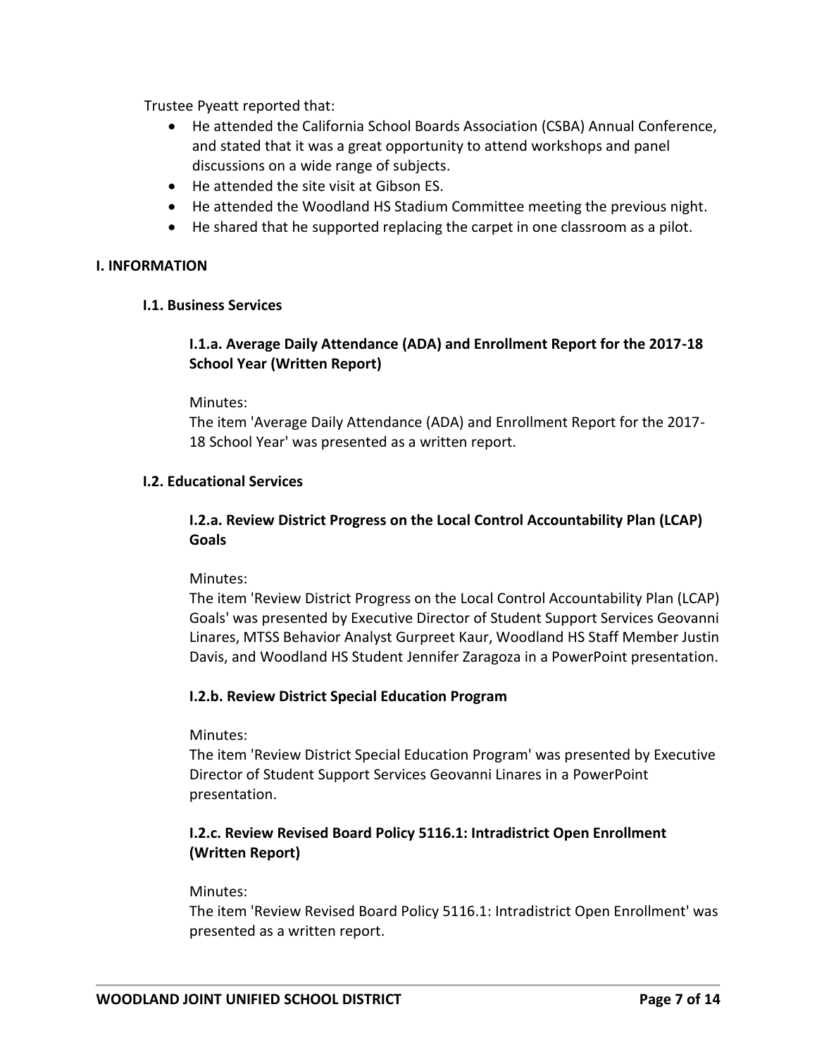Trustee Pyeatt reported that:

- He attended the California School Boards Association (CSBA) Annual Conference, and stated that it was a great opportunity to attend workshops and panel discussions on a wide range of subjects.
- He attended the site visit at Gibson ES.
- He attended the Woodland HS Stadium Committee meeting the previous night.
- He shared that he supported replacing the carpet in one classroom as a pilot.

## I. INFORMATION

### I.1. Business Services

#### I.1.a. Average Daily Attendance (ADA) and Enrollment Report for the 2017-18 School Year (Written Report)

Minutes:
The item 'Average Daily Attendance (ADA) and Enrollment Report for the 2017-18 School Year' was presented as a written report.

### I.2. Educational Services

#### I.2.a. Review District Progress on the Local Control Accountability Plan (LCAP) Goals

Minutes:
The item 'Review District Progress on the Local Control Accountability Plan (LCAP) Goals' was presented by Executive Director of Student Support Services Geovanni Linares, MTSS Behavior Analyst Gurpreet Kaur, Woodland HS Staff Member Justin Davis, and Woodland HS Student Jennifer Zaragoza in a PowerPoint presentation.

#### I.2.b. Review District Special Education Program

Minutes:
The item 'Review District Special Education Program' was presented by Executive Director of Student Support Services Geovanni Linares in a PowerPoint presentation.

#### I.2.c. Review Revised Board Policy 5116.1: Intradistrict Open Enrollment (Written Report)

Minutes:
The item 'Review Revised Board Policy 5116.1: Intradistrict Open Enrollment' was presented as a written report.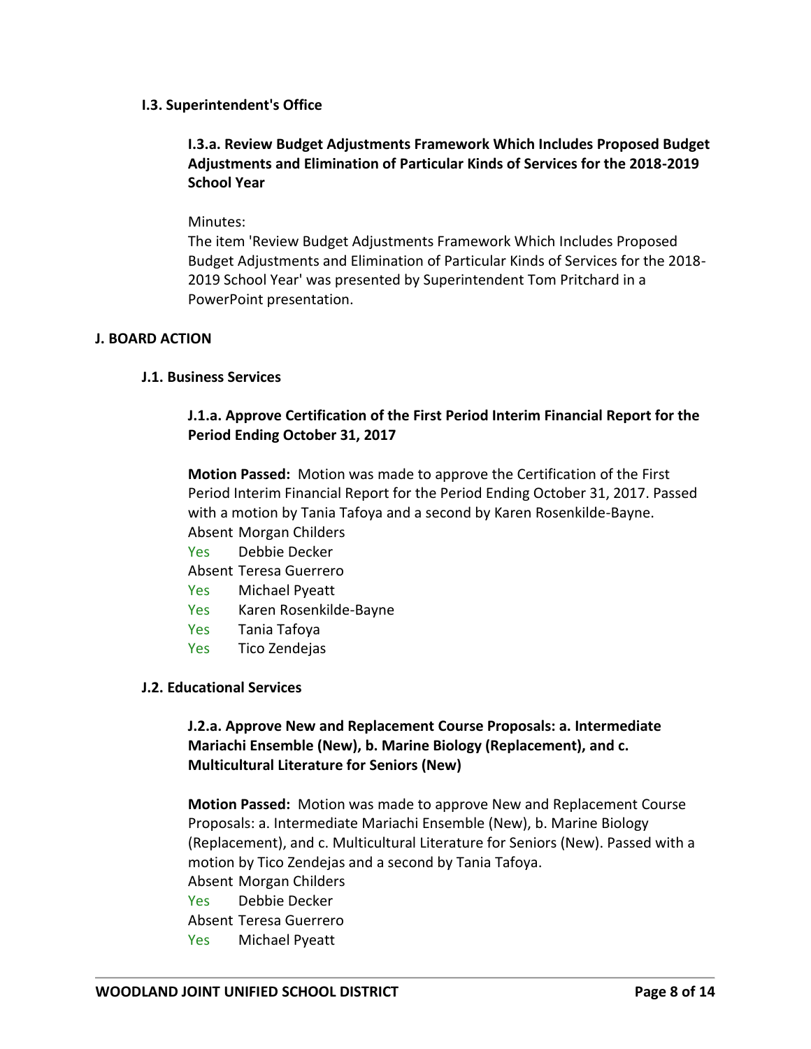### I.3. Superintendent's Office

#### I.3.a. Review Budget Adjustments Framework Which Includes Proposed Budget Adjustments and Elimination of Particular Kinds of Services for the 2018-2019 School Year

Minutes:
The item 'Review Budget Adjustments Framework Which Includes Proposed Budget Adjustments and Elimination of Particular Kinds of Services for the 2018-2019 School Year' was presented by Superintendent Tom Pritchard in a PowerPoint presentation.

## J. BOARD ACTION

### J.1. Business Services

#### J.1.a. Approve Certification of the First Period Interim Financial Report for the Period Ending October 31, 2017

**Motion Passed:** Motion was made to approve the Certification of the First Period Interim Financial Report for the Period Ending October 31, 2017. Passed with a motion by Tania Tafoya and a second by Karen Rosenkilde-Bayne.

Absent Morgan Childers
Yes Debbie Decker
Absent Teresa Guerrero
Yes Michael Pyeatt
Yes Karen Rosenkilde-Bayne
Yes Tania Tafoya
Yes Tico Zendejas

### J.2. Educational Services

#### J.2.a. Approve New and Replacement Course Proposals: a. Intermediate Mariachi Ensemble (New), b. Marine Biology (Replacement), and c. Multicultural Literature for Seniors (New)

**Motion Passed:** Motion was made to approve New and Replacement Course Proposals: a. Intermediate Mariachi Ensemble (New), b. Marine Biology (Replacement), and c. Multicultural Literature for Seniors (New). Passed with a motion by Tico Zendejas and a second by Tania Tafoya.

Absent Morgan Childers
Yes Debbie Decker
Absent Teresa Guerrero
Yes Michael Pyeatt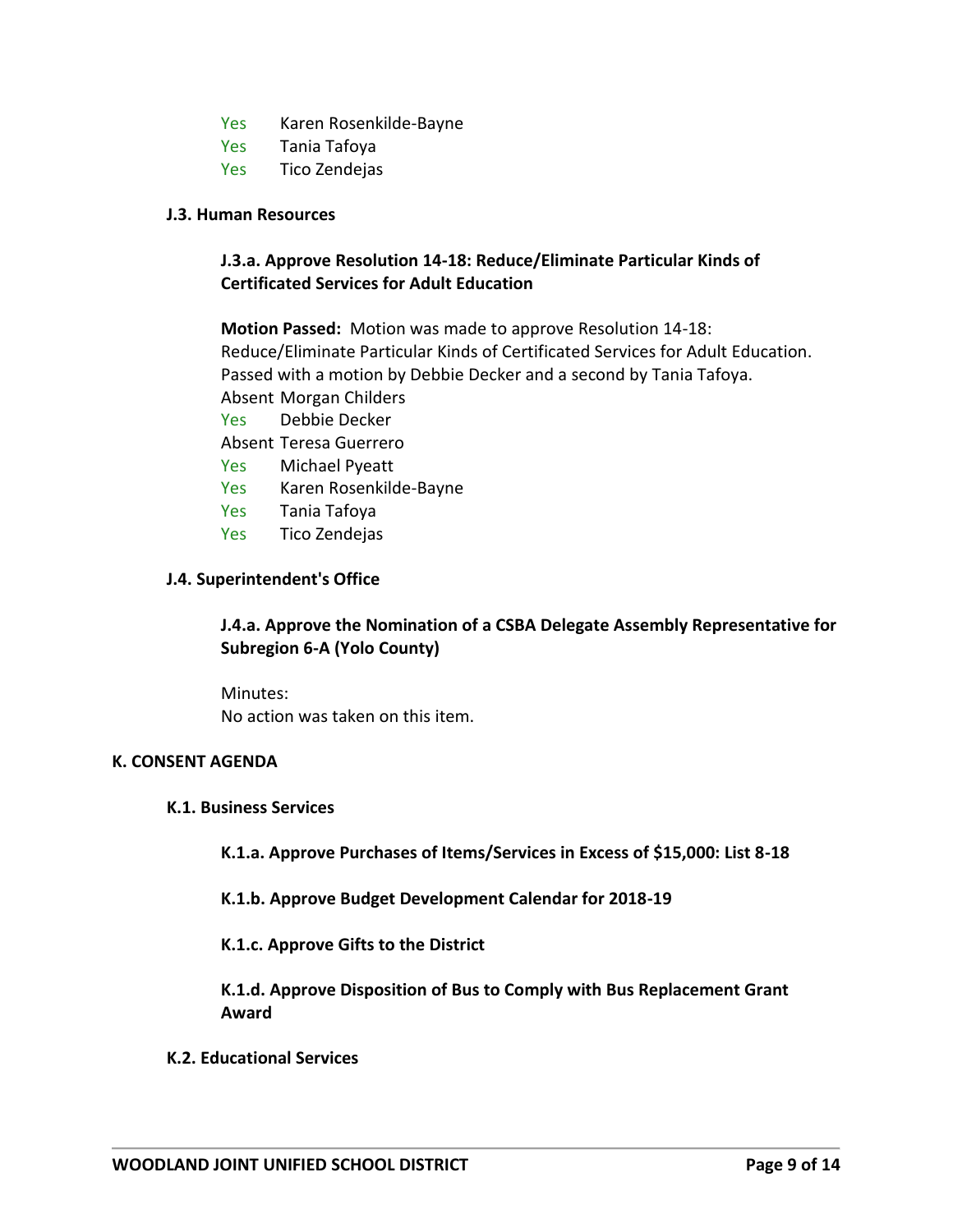Yes Karen Rosenkilde-Bayne
Yes Tania Tafoya
Yes Tico Zendejas

### J.3. Human Resources

#### J.3.a. Approve Resolution 14-18: Reduce/Eliminate Particular Kinds of Certificated Services for Adult Education

**Motion Passed:** Motion was made to approve Resolution 14-18: Reduce/Eliminate Particular Kinds of Certificated Services for Adult Education. Passed with a motion by Debbie Decker and a second by Tania Tafoya.
Absent Morgan Childers
Yes Debbie Decker
Absent Teresa Guerrero
Yes Michael Pyeatt
Yes Karen Rosenkilde-Bayne
Yes Tania Tafoya
Yes Tico Zendejas

### J.4. Superintendent's Office

#### J.4.a. Approve the Nomination of a CSBA Delegate Assembly Representative for Subregion 6-A (Yolo County)

Minutes:
No action was taken on this item.

## K. CONSENT AGENDA

### K.1. Business Services

#### K.1.a. Approve Purchases of Items/Services in Excess of $15,000: List 8-18

#### K.1.b. Approve Budget Development Calendar for 2018-19

#### K.1.c. Approve Gifts to the District

#### K.1.d. Approve Disposition of Bus to Comply with Bus Replacement Grant Award

### K.2. Educational Services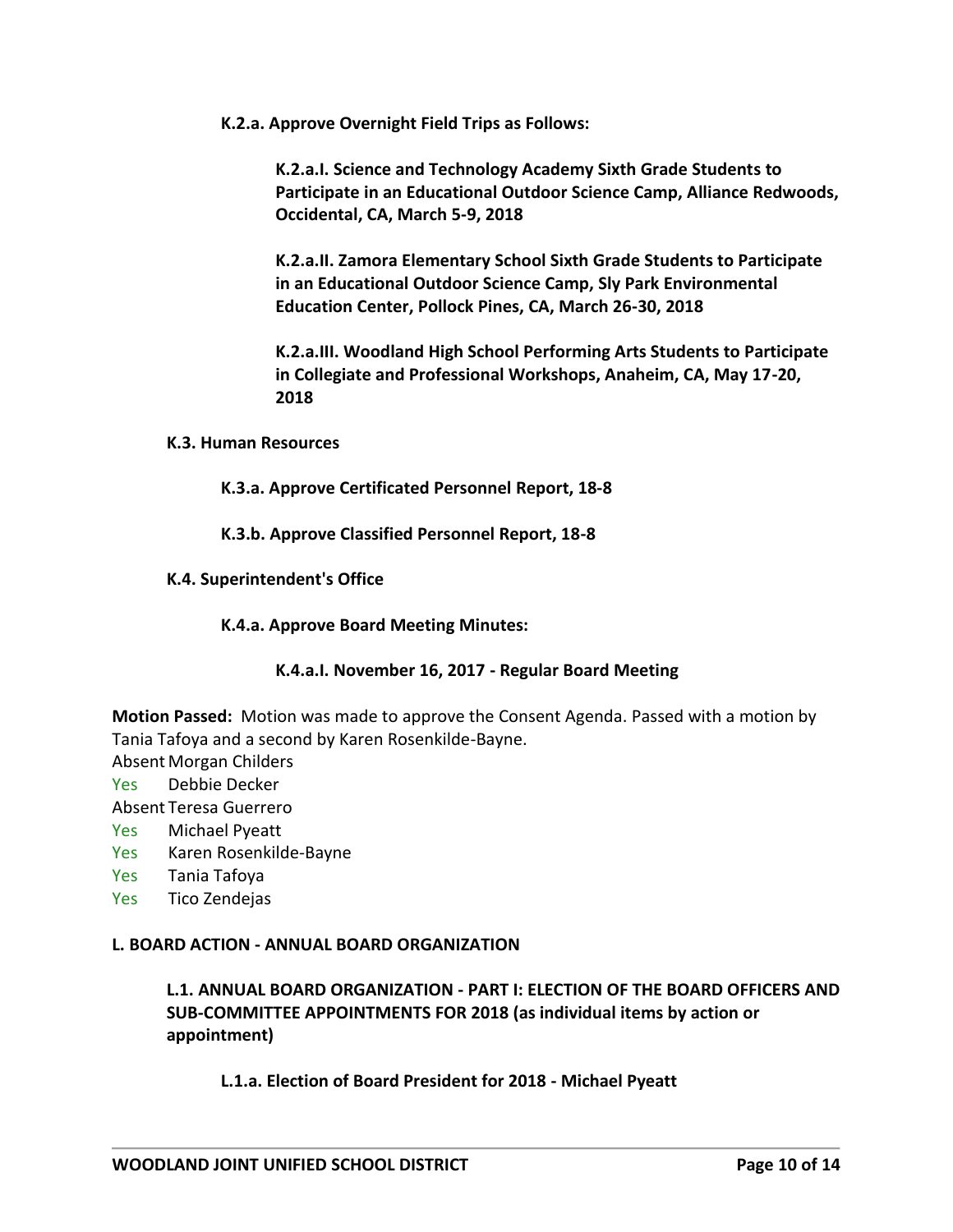**K.2.a. Approve Overnight Field Trips as Follows:**

**K.2.a.I. Science and Technology Academy Sixth Grade Students to Participate in an Educational Outdoor Science Camp, Alliance Redwoods, Occidental, CA, March 5-9, 2018**

**K.2.a.II. Zamora Elementary School Sixth Grade Students to Participate in an Educational Outdoor Science Camp, Sly Park Environmental Education Center, Pollock Pines, CA, March 26-30, 2018**

**K.2.a.III. Woodland High School Performing Arts Students to Participate in Collegiate and Professional Workshops, Anaheim, CA, May 17-20, 2018**

**K.3. Human Resources**

**K.3.a. Approve Certificated Personnel Report, 18-8**

**K.3.b. Approve Classified Personnel Report, 18-8**

**K.4. Superintendent's Office**

**K.4.a. Approve Board Meeting Minutes:**

**K.4.a.I. November 16, 2017 - Regular Board Meeting**

**Motion Passed:** Motion was made to approve the Consent Agenda. Passed with a motion by Tania Tafoya and a second by Karen Rosenkilde-Bayne.

Absent Morgan Childers
Yes Debbie Decker
Absent Teresa Guerrero
Yes Michael Pyeatt
Yes Karen Rosenkilde-Bayne
Yes Tania Tafoya
Yes Tico Zendejas

**L. BOARD ACTION - ANNUAL BOARD ORGANIZATION**

**L.1. ANNUAL BOARD ORGANIZATION - PART I: ELECTION OF THE BOARD OFFICERS AND SUB-COMMITTEE APPOINTMENTS FOR 2018 (as individual items by action or appointment)**

**L.1.a. Election of Board President for 2018 - Michael Pyeatt**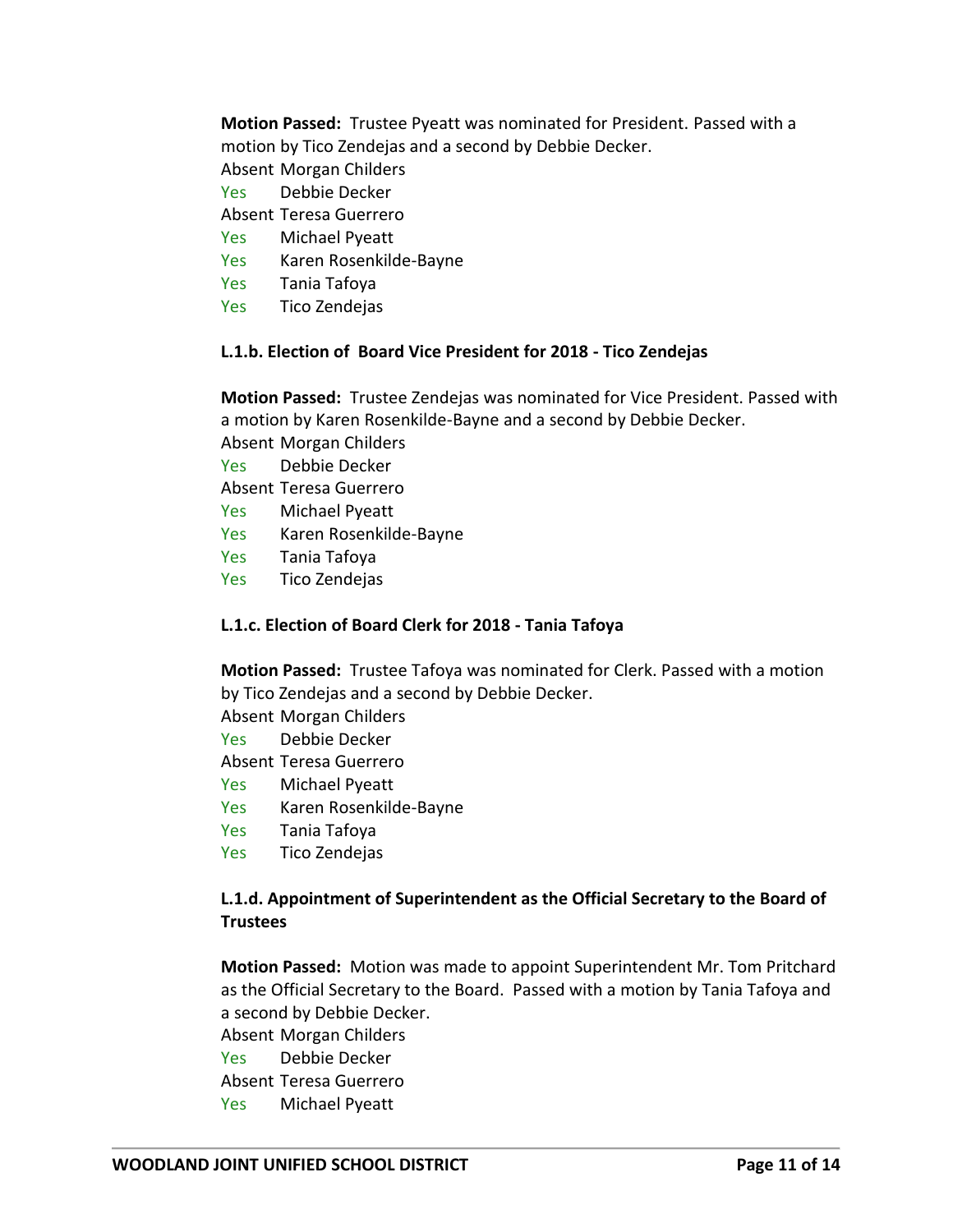**Motion Passed:** Trustee Pyeatt was nominated for President. Passed with a motion by Tico Zendejas and a second by Debbie Decker.

Absent Morgan Childers
Yes Debbie Decker
Absent Teresa Guerrero
Yes Michael Pyeatt
Yes Karen Rosenkilde-Bayne
Yes Tania Tafoya
Yes Tico Zendejas

**L.1.b. Election of Board Vice President for 2018 - Tico Zendejas**

**Motion Passed:** Trustee Zendejas was nominated for Vice President. Passed with a motion by Karen Rosenkilde-Bayne and a second by Debbie Decker.

Absent Morgan Childers
Yes Debbie Decker
Absent Teresa Guerrero
Yes Michael Pyeatt
Yes Karen Rosenkilde-Bayne
Yes Tania Tafoya
Yes Tico Zendejas

**L.1.c. Election of Board Clerk for 2018 - Tania Tafoya**

**Motion Passed:** Trustee Tafoya was nominated for Clerk. Passed with a motion by Tico Zendejas and a second by Debbie Decker.

Absent Morgan Childers
Yes Debbie Decker
Absent Teresa Guerrero
Yes Michael Pyeatt
Yes Karen Rosenkilde-Bayne
Yes Tania Tafoya
Yes Tico Zendejas

**L.1.d. Appointment of Superintendent as the Official Secretary to the Board of Trustees**

**Motion Passed:** Motion was made to appoint Superintendent Mr. Tom Pritchard as the Official Secretary to the Board. Passed with a motion by Tania Tafoya and a second by Debbie Decker.

Absent Morgan Childers
Yes Debbie Decker
Absent Teresa Guerrero
Yes Michael Pyeatt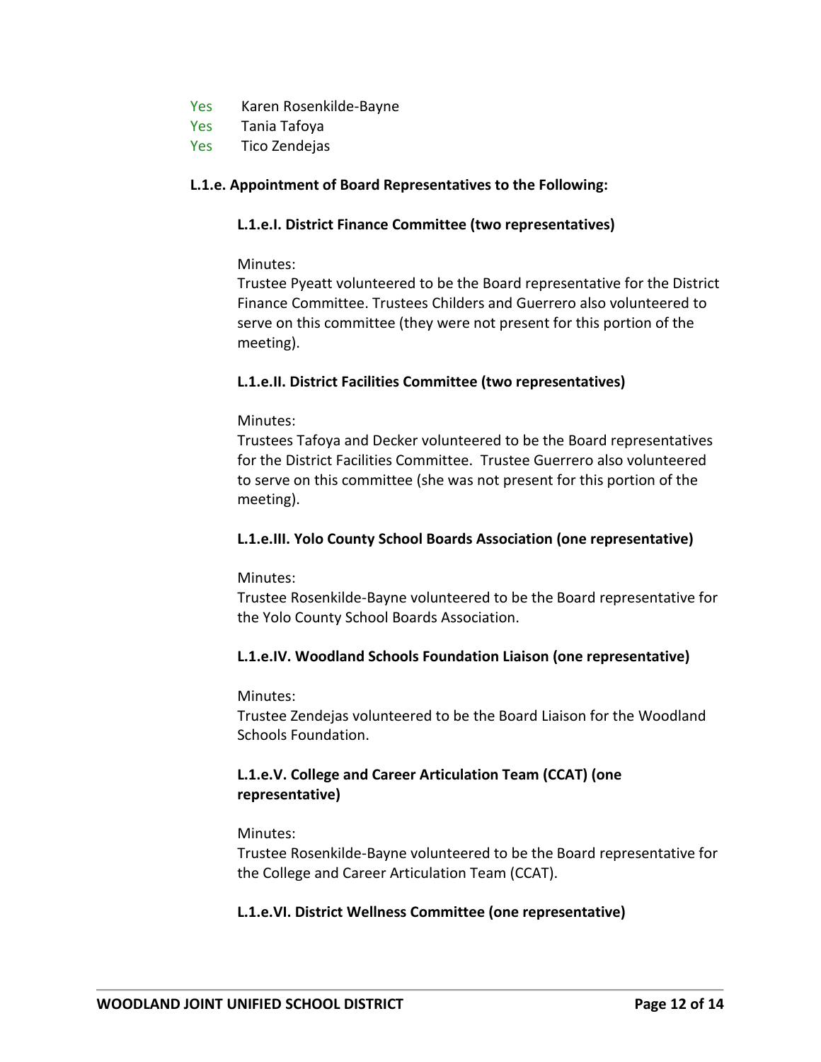Yes Karen Rosenkilde-Bayne
Yes Tania Tafoya
Yes Tico Zendejas

**L.1.e. Appointment of Board Representatives to the Following:**

**L.1.e.I. District Finance Committee (two representatives)**

Minutes:
Trustee Pyeatt volunteered to be the Board representative for the District Finance Committee. Trustees Childers and Guerrero also volunteered to serve on this committee (they were not present for this portion of the meeting).

**L.1.e.II. District Facilities Committee (two representatives)**

Minutes:
Trustees Tafoya and Decker volunteered to be the Board representatives for the District Facilities Committee. Trustee Guerrero also volunteered to serve on this committee (she was not present for this portion of the meeting).

**L.1.e.III. Yolo County School Boards Association (one representative)**

Minutes:
Trustee Rosenkilde-Bayne volunteered to be the Board representative for the Yolo County School Boards Association.

**L.1.e.IV. Woodland Schools Foundation Liaison (one representative)**

Minutes:
Trustee Zendejas volunteered to be the Board Liaison for the Woodland Schools Foundation.

**L.1.e.V. College and Career Articulation Team (CCAT) (one representative)**

Minutes:
Trustee Rosenkilde-Bayne volunteered to be the Board representative for the College and Career Articulation Team (CCAT).

**L.1.e.VI. District Wellness Committee (one representative)**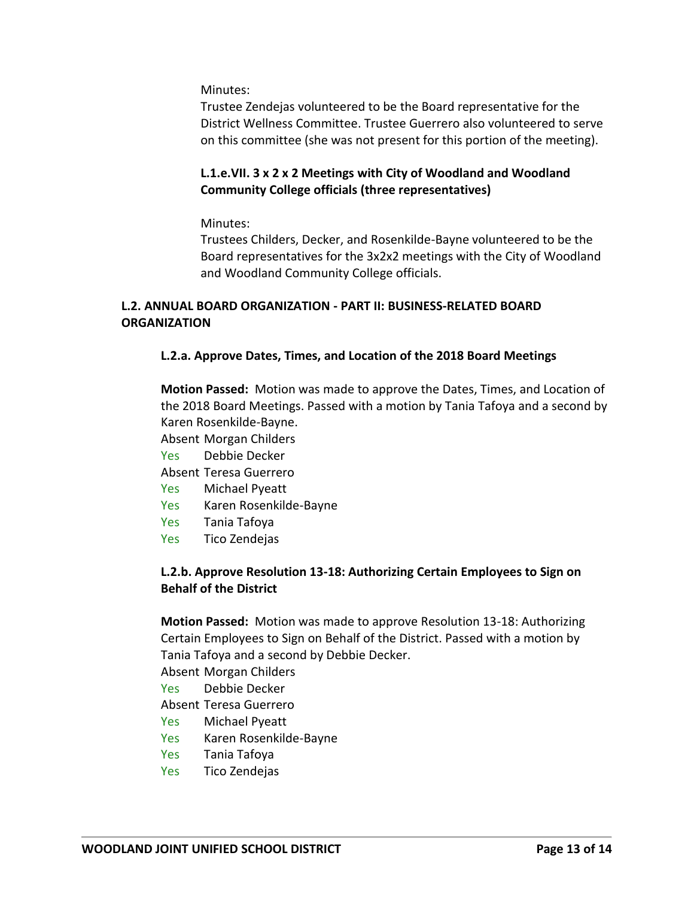Minutes:
Trustee Zendejas volunteered to be the Board representative for the District Wellness Committee. Trustee Guerrero also volunteered to serve on this committee (she was not present for this portion of the meeting).

#### L.1.e.VII. 3 x 2 x 2 Meetings with City of Woodland and Woodland Community College officials (three representatives)

Minutes:
Trustees Childers, Decker, and Rosenkilde-Bayne volunteered to be the Board representatives for the 3x2x2 meetings with the City of Woodland and Woodland Community College officials.

## L.2. ANNUAL BOARD ORGANIZATION - PART II: BUSINESS-RELATED BOARD ORGANIZATION

### L.2.a. Approve Dates, Times, and Location of the 2018 Board Meetings

**Motion Passed:** Motion was made to approve the Dates, Times, and Location of the 2018 Board Meetings. Passed with a motion by Tania Tafoya and a second by Karen Rosenkilde-Bayne.

Absent Morgan Childers
Yes Debbie Decker
Absent Teresa Guerrero
Yes Michael Pyeatt
Yes Karen Rosenkilde-Bayne
Yes Tania Tafoya
Yes Tico Zendejas

### L.2.b. Approve Resolution 13-18: Authorizing Certain Employees to Sign on Behalf of the District

**Motion Passed:** Motion was made to approve Resolution 13-18: Authorizing Certain Employees to Sign on Behalf of the District. Passed with a motion by Tania Tafoya and a second by Debbie Decker.

Absent Morgan Childers
Yes Debbie Decker
Absent Teresa Guerrero
Yes Michael Pyeatt
Yes Karen Rosenkilde-Bayne
Yes Tania Tafoya
Yes Tico Zendejas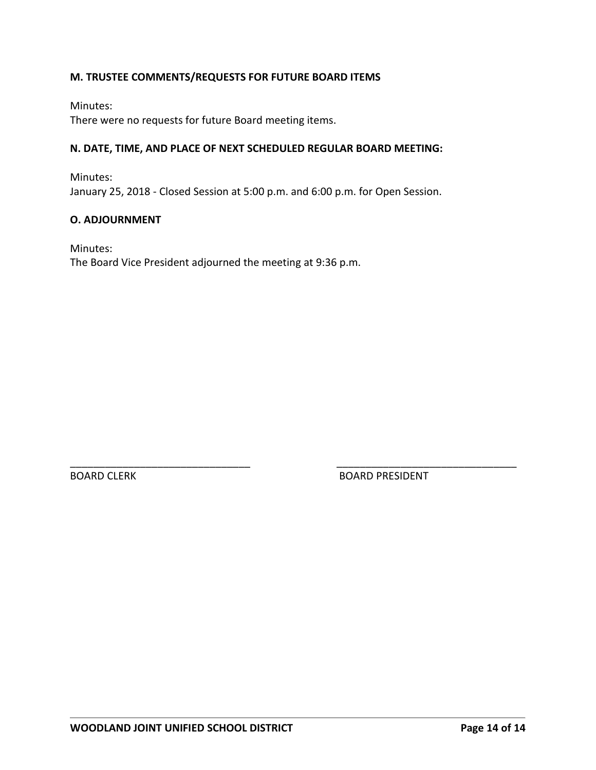**M. TRUSTEE COMMENTS/REQUESTS FOR FUTURE BOARD ITEMS**

Minutes:
There were no requests for future Board meeting items.

**N. DATE, TIME, AND PLACE OF NEXT SCHEDULED REGULAR BOARD MEETING:**

Minutes:
January 25, 2018 - Closed Session at 5:00 p.m. and 6:00 p.m. for Open Session.

**O. ADJOURNMENT**

Minutes:
The Board Vice President adjourned the meeting at 9:36 p.m.

________________________________ ________________________________

BOARD CLERK BOARD PRESIDENT